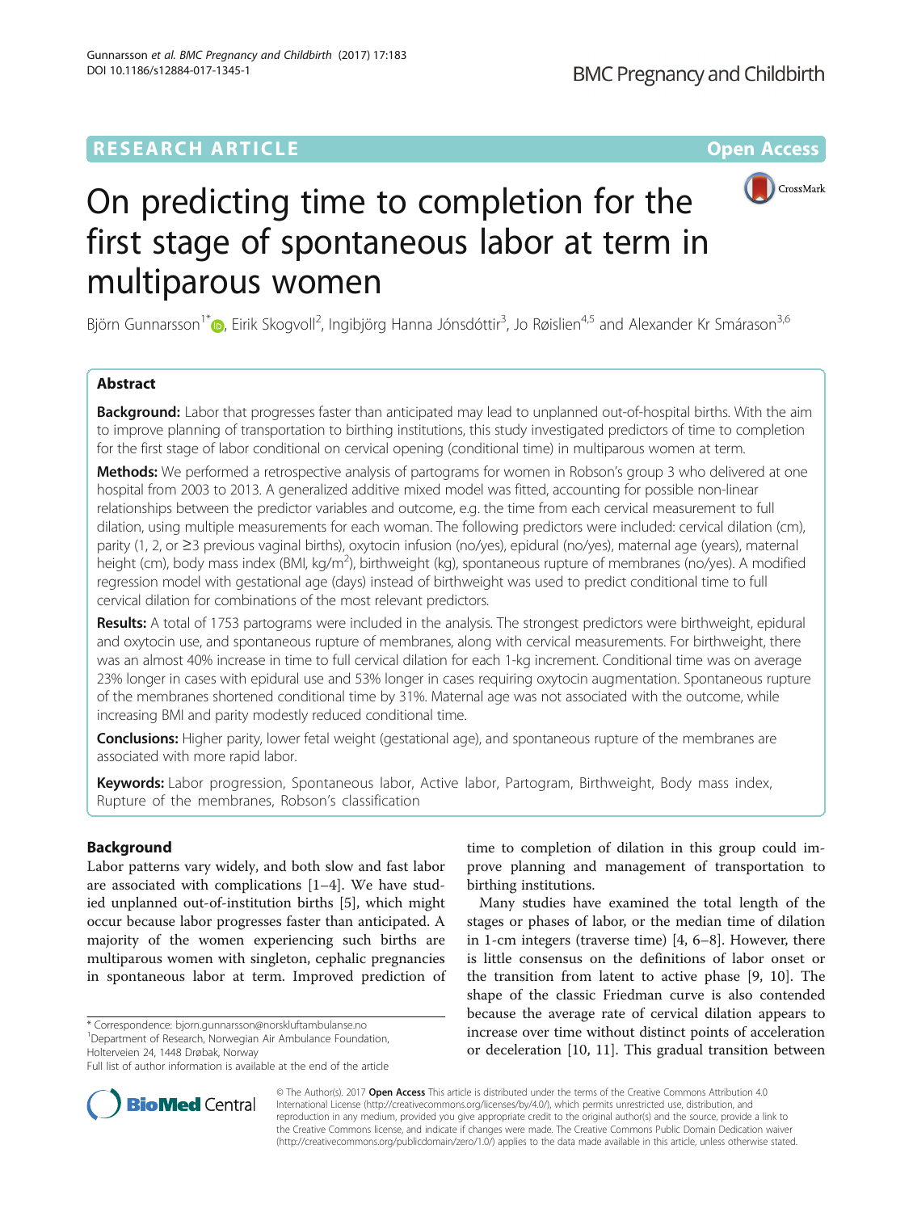RESEARCH ARTICLE

Open Access

# On predicting time to completion for the first stage of spontaneous labor at term in multiparous women

Björn Gunnarsson[1*], Eirik Skogvoll[2], Ingibjörg Hanna Jónsdóttir[3], Jo Røislien[4,5] and Alexander Kr Smárason[3,6]

## Abstract

**Background:** Labor that progresses faster than anticipated may lead to unplanned out-of-hospital births. With the aim to improve planning of transportation to birthing institutions, this study investigated predictors of time to completion for the first stage of labor conditional on cervical opening (conditional time) in multiparous women at term.

**Methods:** We performed a retrospective analysis of partograms for women in Robson's group 3 who delivered at one hospital from 2003 to 2013. A generalized additive mixed model was fitted, accounting for possible non-linear relationships between the predictor variables and outcome, e.g. the time from each cervical measurement to full dilation, using multiple measurements for each woman. The following predictors were included: cervical dilation (cm), parity (1, 2, or ≥3 previous vaginal births), oxytocin infusion (no/yes), epidural (no/yes), maternal age (years), maternal height (cm), body mass index (BMI, kg/m$^2$), birthweight (kg), spontaneous rupture of membranes (no/yes). A modified regression model with gestational age (days) instead of birthweight was used to predict conditional time to full cervical dilation for combinations of the most relevant predictors.

**Results:** A total of 1753 partograms were included in the analysis. The strongest predictors were birthweight, epidural and oxytocin use, and spontaneous rupture of membranes, along with cervical measurements. For birthweight, there was an almost 40% increase in time to full cervical dilation for each 1-kg increment. Conditional time was on average 23% longer in cases with epidural use and 53% longer in cases requiring oxytocin augmentation. Spontaneous rupture of the membranes shortened conditional time by 31%. Maternal age was not associated with the outcome, while increasing BMI and parity modestly reduced conditional time.

**Conclusions:** Higher parity, lower fetal weight (gestational age), and spontaneous rupture of the membranes are associated with more rapid labor.

**Keywords:** Labor progression, Spontaneous labor, Active labor, Partogram, Birthweight, Body mass index, Rupture of the membranes, Robson's classification

## Background

Labor patterns vary widely, and both slow and fast labor are associated with complications [1–4]. We have studied unplanned out-of-institution births [5], which might occur because labor progresses faster than anticipated. A majority of the women experiencing such births are multiparous women with singleton, cephalic pregnancies in spontaneous labor at term. Improved prediction of time to completion of dilation in this group could improve planning and management of transportation to birthing institutions.

Many studies have examined the total length of the stages or phases of labor, or the median time of dilation in 1-cm integers (traverse time) [4, 6–8]. However, there is little consensus on the definitions of labor onset or the transition from latent to active phase [9, 10]. The shape of the classic Friedman curve is also contended because the average rate of cervical dilation appears to increase over time without distinct points of acceleration or deceleration [10, 11]. This gradual transition between

\* Correspondence: bjorn.gunnarsson@norskluftambulanse.no
[1]Department of Research, Norwegian Air Ambulance Foundation, Holterveien 24, 1448 Drøbak, Norway
Full list of author information is available at the end of the article

© The Author(s). 2017 **Open Access** This article is distributed under the terms of the Creative Commons Attribution 4.0 International License (http://creativecommons.org/licenses/by/4.0/), which permits unrestricted use, distribution, and reproduction in any medium, provided you give appropriate credit to the original author(s) and the source, provide a link to the Creative Commons license, and indicate if changes were made. The Creative Commons Public Domain Dedication waiver (http://creativecommons.org/publicdomain/zero/1.0/) applies to the data made available in this article, unless otherwise stated.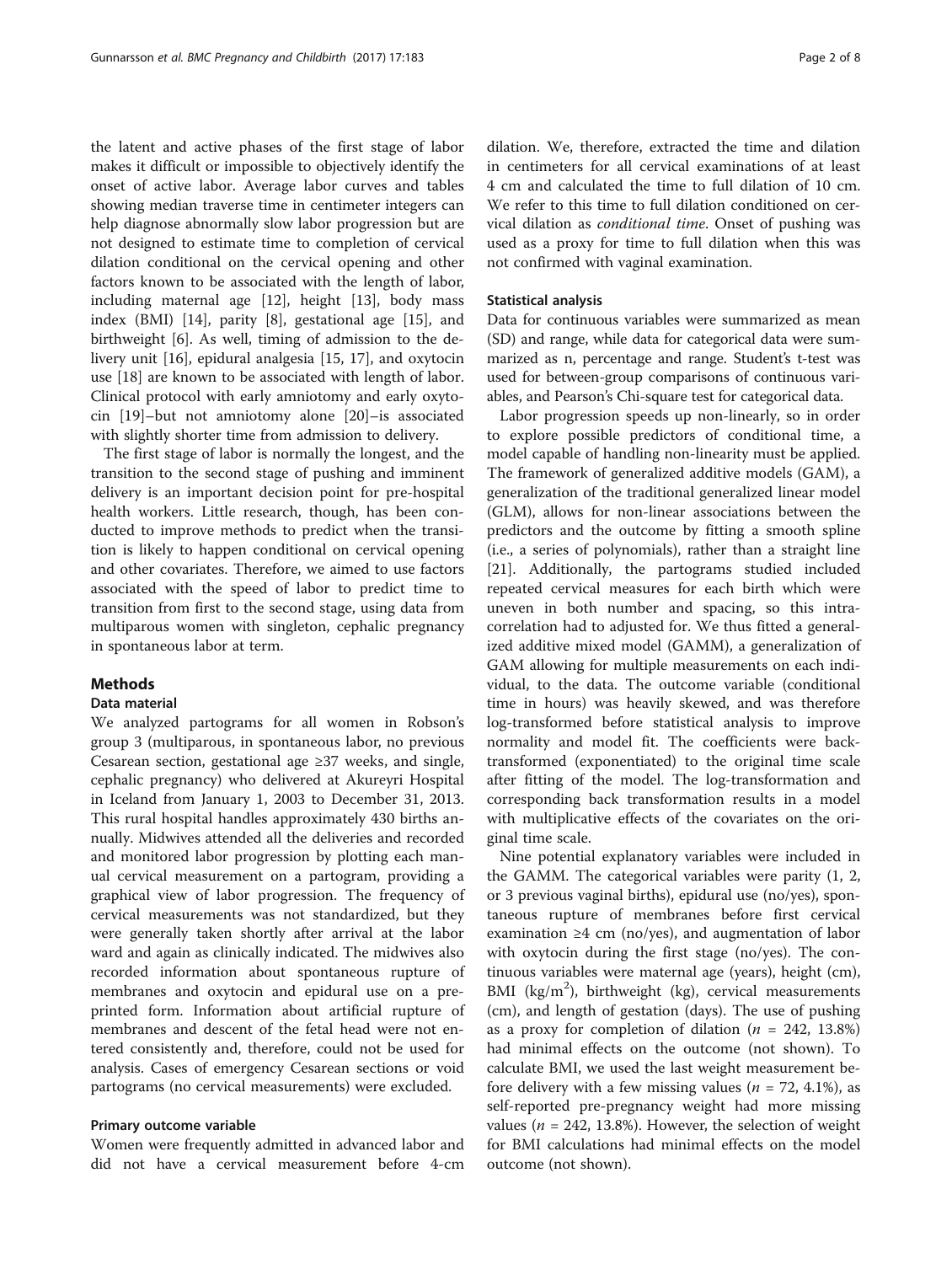the latent and active phases of the first stage of labor makes it difficult or impossible to objectively identify the onset of active labor. Average labor curves and tables showing median traverse time in centimeter integers can help diagnose abnormally slow labor progression but are not designed to estimate time to completion of cervical dilation conditional on the cervical opening and other factors known to be associated with the length of labor, including maternal age [12], height [13], body mass index (BMI) [14], parity [8], gestational age [15], and birthweight [6]. As well, timing of admission to the delivery unit [16], epidural analgesia [15, 17], and oxytocin use [18] are known to be associated with length of labor. Clinical protocol with early amniotomy and early oxytocin [19]–but not amniotomy alone [20]–is associated with slightly shorter time from admission to delivery.

The first stage of labor is normally the longest, and the transition to the second stage of pushing and imminent delivery is an important decision point for pre-hospital health workers. Little research, though, has been conducted to improve methods to predict when the transition is likely to happen conditional on cervical opening and other covariates. Therefore, we aimed to use factors associated with the speed of labor to predict time to transition from first to the second stage, using data from multiparous women with singleton, cephalic pregnancy in spontaneous labor at term.

## Methods

### Data material

We analyzed partograms for all women in Robson's group 3 (multiparous, in spontaneous labor, no previous Cesarean section, gestational age ≥37 weeks, and single, cephalic pregnancy) who delivered at Akureyri Hospital in Iceland from January 1, 2003 to December 31, 2013. This rural hospital handles approximately 430 births annually. Midwives attended all the deliveries and recorded and monitored labor progression by plotting each manual cervical measurement on a partogram, providing a graphical view of labor progression. The frequency of cervical measurements was not standardized, but they were generally taken shortly after arrival at the labor ward and again as clinically indicated. The midwives also recorded information about spontaneous rupture of membranes and oxytocin and epidural use on a preprinted form. Information about artificial rupture of membranes and descent of the fetal head were not entered consistently and, therefore, could not be used for analysis. Cases of emergency Cesarean sections or void partograms (no cervical measurements) were excluded.

### Primary outcome variable

Women were frequently admitted in advanced labor and did not have a cervical measurement before 4-cm dilation. We, therefore, extracted the time and dilation in centimeters for all cervical examinations of at least 4 cm and calculated the time to full dilation of 10 cm. We refer to this time to full dilation conditioned on cervical dilation as *conditional time*. Onset of pushing was used as a proxy for time to full dilation when this was not confirmed with vaginal examination.

### Statistical analysis

Data for continuous variables were summarized as mean (SD) and range, while data for categorical data were summarized as n, percentage and range. Student's t-test was used for between-group comparisons of continuous variables, and Pearson's Chi-square test for categorical data.

Labor progression speeds up non-linearly, so in order to explore possible predictors of conditional time, a model capable of handling non-linearity must be applied. The framework of generalized additive models (GAM), a generalization of the traditional generalized linear model (GLM), allows for non-linear associations between the predictors and the outcome by fitting a smooth spline (i.e., a series of polynomials), rather than a straight line [21]. Additionally, the partograms studied included repeated cervical measures for each birth which were uneven in both number and spacing, so this intracorrelation had to adjusted for. We thus fitted a generalized additive mixed model (GAMM), a generalization of GAM allowing for multiple measurements on each individual, to the data. The outcome variable (conditional time in hours) was heavily skewed, and was therefore log-transformed before statistical analysis to improve normality and model fit. The coefficients were back-transformed (exponentiated) to the original time scale after fitting of the model. The log-transformation and corresponding back transformation results in a model with multiplicative effects of the covariates on the original time scale.

Nine potential explanatory variables were included in the GAMM. The categorical variables were parity (1, 2, or 3 previous vaginal births), epidural use (no/yes), spontaneous rupture of membranes before first cervical examination ≥4 cm (no/yes), and augmentation of labor with oxytocin during the first stage (no/yes). The continuous variables were maternal age (years), height (cm), BMI (kg/m$^2$), birthweight (kg), cervical measurements (cm), and length of gestation (days). The use of pushing as a proxy for completion of dilation ($n$ = 242, 13.8%) had minimal effects on the outcome (not shown). To calculate BMI, we used the last weight measurement before delivery with a few missing values ($n$ = 72, 4.1%), as self-reported pre-pregnancy weight had more missing values ($n$ = 242, 13.8%). However, the selection of weight for BMI calculations had minimal effects on the model outcome (not shown).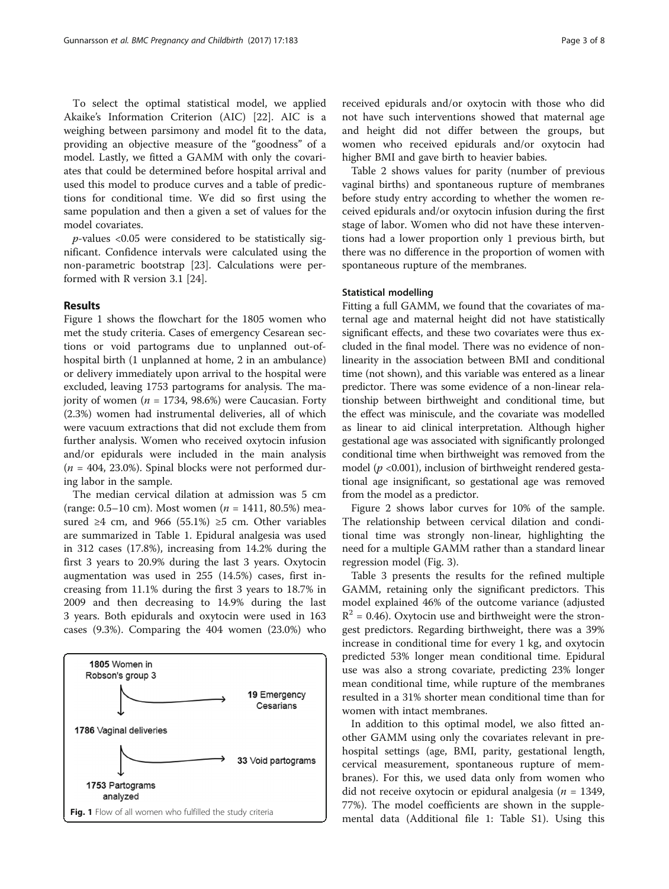To select the optimal statistical model, we applied Akaike's Information Criterion (AIC) [22]. AIC is a weighing between parsimony and model fit to the data, providing an objective measure of the "goodness" of a model. Lastly, we fitted a GAMM with only the covariates that could be determined before hospital arrival and used this model to produce curves and a table of predictions for conditional time. We did so first using the same population and then a given a set of values for the model covariates.

*p*-values <0.05 were considered to be statistically significant. Confidence intervals were calculated using the non-parametric bootstrap [23]. Calculations were performed with R version 3.1 [24].

## Results

Figure 1 shows the flowchart for the 1805 women who met the study criteria. Cases of emergency Cesarean sections or void partograms due to unplanned out-of-hospital birth (1 unplanned at home, 2 in an ambulance) or delivery immediately upon arrival to the hospital were excluded, leaving 1753 partograms for analysis. The majority of women ($n$ = 1734, 98.6%) were Caucasian. Forty (2.3%) women had instrumental deliveries, all of which were vacuum extractions that did not exclude them from further analysis. Women who received oxytocin infusion and/or epidurals were included in the main analysis ($n$ = 404, 23.0%). Spinal blocks were not performed during labor in the sample.

The median cervical dilation at admission was 5 cm (range: 0.5–10 cm). Most women ($n$ = 1411, 80.5%) measured ≥4 cm, and 966 (55.1%) ≥5 cm. Other variables are summarized in Table 1. Epidural analgesia was used in 312 cases (17.8%), increasing from 14.2% during the first 3 years to 20.9% during the last 3 years. Oxytocin augmentation was used in 255 (14.5%) cases, first increasing from 11.1% during the first 3 years to 18.7% in 2009 and then decreasing to 14.9% during the last 3 years. Both epidurals and oxytocin were used in 163 cases (9.3%). Comparing the 404 women (23.0%) who received epidurals and/or oxytocin with those who did not have such interventions showed that maternal age and height did not differ between the groups, but women who received epidurals and/or oxytocin had higher BMI and gave birth to heavier babies.

1805 Women in Robson's group 3 → 19 Emergency Cesarians

1786 Vaginal deliveries → 33 Void partograms

1753 Partograms analyzed

**Fig. 1** Flow of all women who fulfilled the study criteria

Table 2 shows values for parity (number of previous vaginal births) and spontaneous rupture of membranes before study entry according to whether the women received epidurals and/or oxytocin infusion during the first stage of labor. Women who did not have these interventions had a lower proportion only 1 previous birth, but there was no difference in the proportion of women with spontaneous rupture of the membranes.

### Statistical modelling

Fitting a full GAMM, we found that the covariates of maternal age and maternal height did not have statistically significant effects, and these two covariates were thus excluded in the final model. There was no evidence of nonlinearity in the association between BMI and conditional time (not shown), and this variable was entered as a linear predictor. There was some evidence of a non-linear relationship between birthweight and conditional time, but the effect was miniscule, and the covariate was modelled as linear to aid clinical interpretation. Although higher gestational age was associated with significantly prolonged conditional time when birthweight was removed from the model ($p$ <0.001), inclusion of birthweight rendered gestational age insignificant, so gestational age was removed from the model as a predictor.

Figure 2 shows labor curves for 10% of the sample. The relationship between cervical dilation and conditional time was strongly non-linear, highlighting the need for a multiple GAMM rather than a standard linear regression model (Fig. 3).

Table 3 presents the results for the refined multiple GAMM, retaining only the significant predictors. This model explained 46% of the outcome variance (adjusted $R^2$ = 0.46). Oxytocin use and birthweight were the strongest predictors. Regarding birthweight, there was a 39% increase in conditional time for every 1 kg, and oxytocin predicted 53% longer mean conditional time. Epidural use was also a strong covariate, predicting 23% longer mean conditional time, while rupture of the membranes resulted in a 31% shorter mean conditional time than for women with intact membranes.

In addition to this optimal model, we also fitted another GAMM using only the covariates relevant in prehospital settings (age, BMI, parity, gestational length, cervical measurement, spontaneous rupture of membranes). For this, we used data only from women who did not receive oxytocin or epidural analgesia ($n$ = 1349, 77%). The model coefficients are shown in the supplemental data (Additional file 1: Table S1). Using this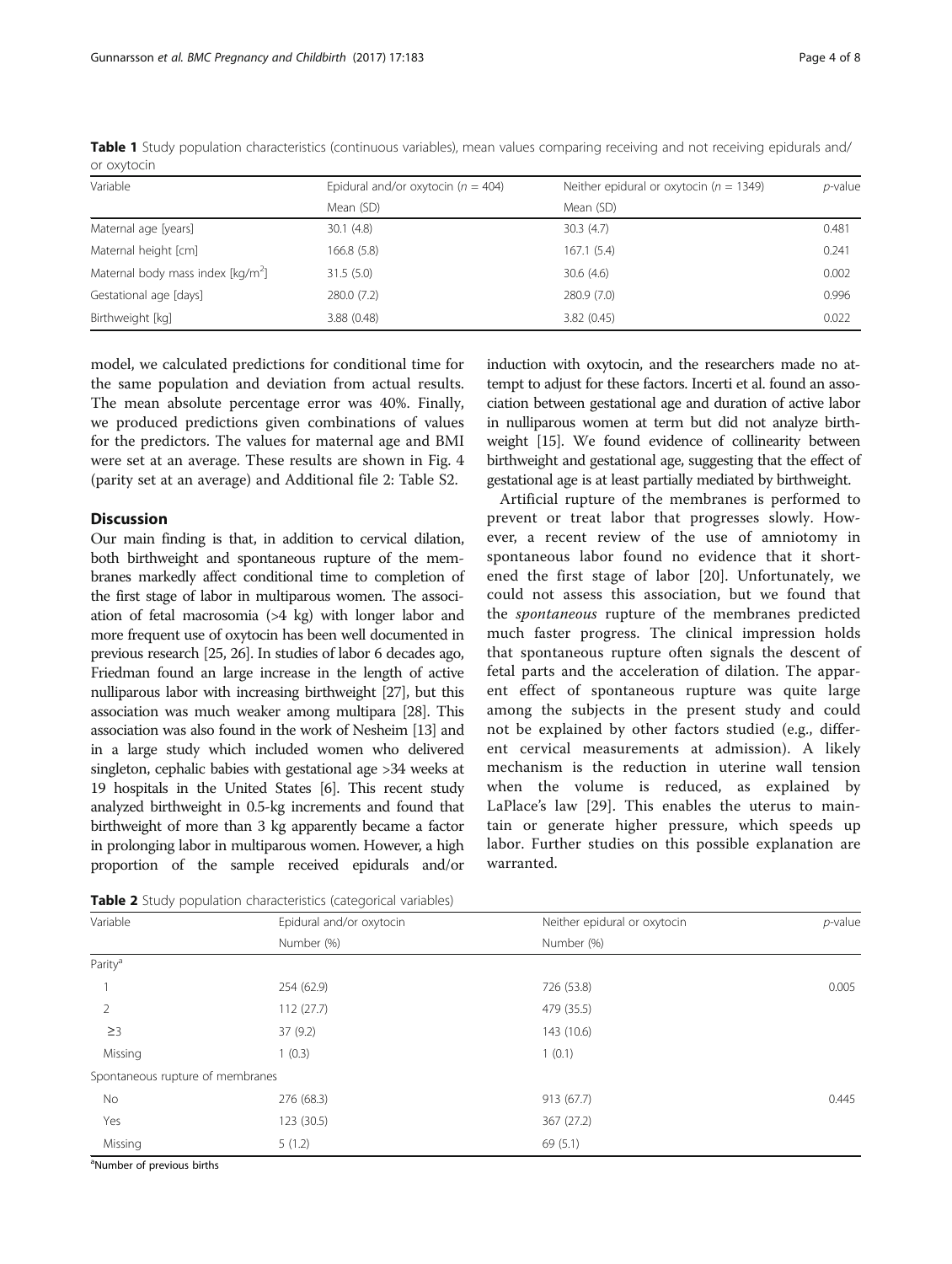**Table 1** Study population characteristics (continuous variables), mean values comparing receiving and not receiving epidurals and/or oxytocin

| Variable | Epidural and/or oxytocin ($n$ = 404) | Neither epidural or oxytocin ($n$ = 1349) | $p$-value |
|---|---|---|---|
| | Mean (SD) | Mean (SD) | |
| Maternal age [years] | 30.1 (4.8) | 30.3 (4.7) | 0.481 |
| Maternal height [cm] | 166.8 (5.8) | 167.1 (5.4) | 0.241 |
| Maternal body mass index [kg/m$^2$] | 31.5 (5.0) | 30.6 (4.6) | 0.002 |
| Gestational age [days] | 280.0 (7.2) | 280.9 (7.0) | 0.996 |
| Birthweight [kg] | 3.88 (0.48) | 3.82 (0.45) | 0.022 |

model, we calculated predictions for conditional time for the same population and deviation from actual results. The mean absolute percentage error was 40%. Finally, we produced predictions given combinations of values for the predictors. The values for maternal age and BMI were set at an average. These results are shown in Fig. 4 (parity set at an average) and Additional file 2: Table S2.

## Discussion

Our main finding is that, in addition to cervical dilation, both birthweight and spontaneous rupture of the membranes markedly affect conditional time to completion of the first stage of labor in multiparous women. The association of fetal macrosomia (>4 kg) with longer labor and more frequent use of oxytocin has been well documented in previous research [25, 26]. In studies of labor 6 decades ago, Friedman found an large increase in the length of active nulliparous labor with increasing birthweight [27], but this association was much weaker among multipara [28]. This association was also found in the work of Nesheim [13] and in a large study which included women who delivered singleton, cephalic babies with gestational age >34 weeks at 19 hospitals in the United States [6]. This recent study analyzed birthweight in 0.5-kg increments and found that birthweight of more than 3 kg apparently became a factor in prolonging labor in multiparous women. However, a high proportion of the sample received epidurals and/or induction with oxytocin, and the researchers made no attempt to adjust for these factors. Incerti et al. found an association between gestational age and duration of active labor in nulliparous women at term but did not analyze birthweight [15]. We found evidence of collinearity between birthweight and gestational age, suggesting that the effect of gestational age is at least partially mediated by birthweight.

Artificial rupture of the membranes is performed to prevent or treat labor that progresses slowly. However, a recent review of the use of amniotomy in spontaneous labor found no evidence that it shortened the first stage of labor [20]. Unfortunately, we could not assess this association, but we found that the *spontaneous* rupture of the membranes predicted much faster progress. The clinical impression holds that spontaneous rupture often signals the descent of fetal parts and the acceleration of dilation. The apparent effect of spontaneous rupture was quite large among the subjects in the present study and could not be explained by other factors studied (e.g., different cervical measurements at admission). A likely mechanism is the reduction in uterine wall tension when the volume is reduced, as explained by LaPlace's law [29]. This enables the uterus to maintain or generate higher pressure, which speeds up labor. Further studies on this possible explanation are warranted.

**Table 2** Study population characteristics (categorical variables)

| Variable | Epidural and/or oxytocin | Neither epidural or oxytocin | $p$-value |
|---|---|---|---|
| | Number (%) | Number (%) | |
| Parity[a] | | | |
| 1 | 254 (62.9) | 726 (53.8) | 0.005 |
| 2 | 112 (27.7) | 479 (35.5) | |
| ≥3 | 37 (9.2) | 143 (10.6) | |
| Missing | 1 (0.3) | 1 (0.1) | |
| Spontaneous rupture of membranes | | | |
| No | 276 (68.3) | 913 (67.7) | 0.445 |
| Yes | 123 (30.5) | 367 (27.2) | |
| Missing | 5 (1.2) | 69 (5.1) | |

[a]Number of previous births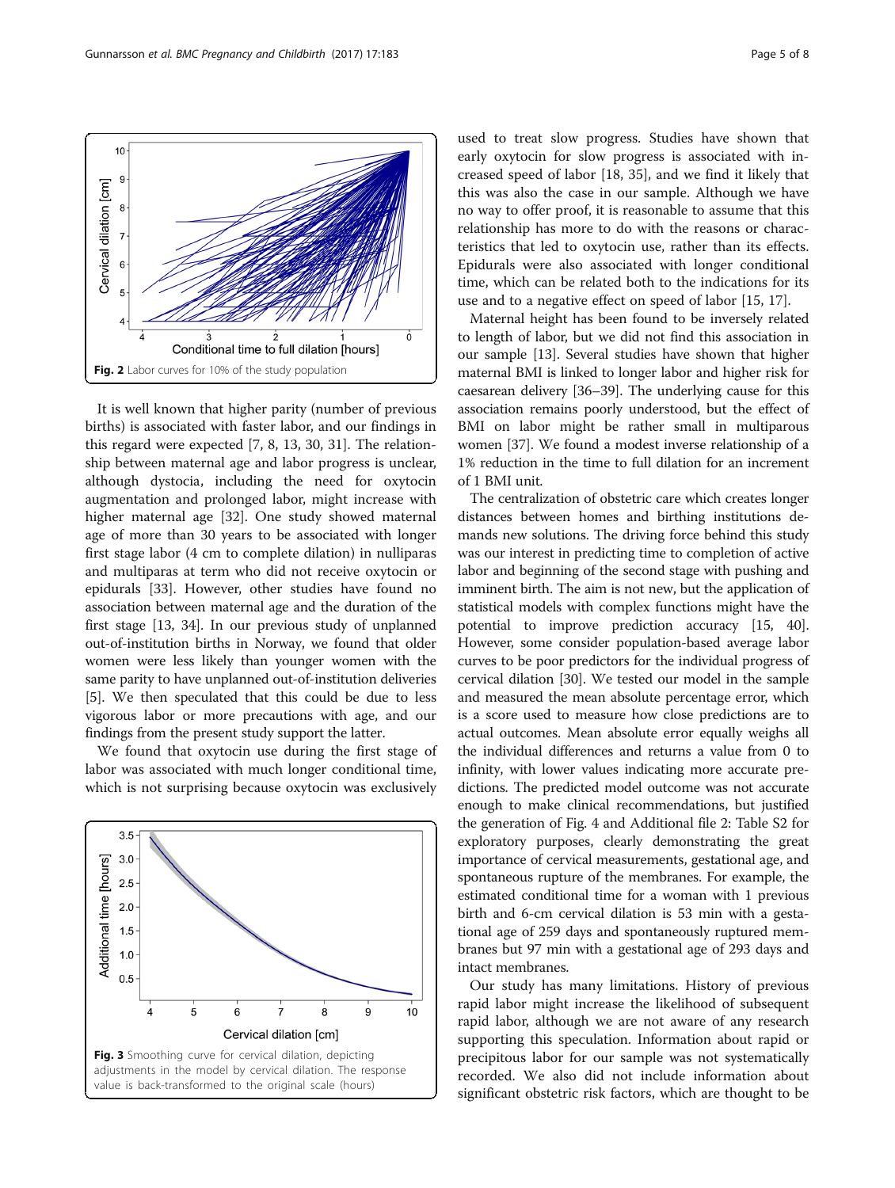Fig. 2 Labor curves for 10% of the study population

It is well known that higher parity (number of previous births) is associated with faster labor, and our findings in this regard were expected [7, 8, 13, 30, 31]. The relationship between maternal age and labor progress is unclear, although dystocia, including the need for oxytocin augmentation and prolonged labor, might increase with higher maternal age [32]. One study showed maternal age of more than 30 years to be associated with longer first stage labor (4 cm to complete dilation) in nulliparas and multiparas at term who did not receive oxytocin or epidurals [33]. However, other studies have found no association between maternal age and the duration of the first stage [13, 34]. In our previous study of unplanned out-of-institution births in Norway, we found that older women were less likely than younger women with the same parity to have unplanned out-of-institution deliveries [5]. We then speculated that this could be due to less vigorous labor or more precautions with age, and our findings from the present study support the latter.

We found that oxytocin use during the first stage of labor was associated with much longer conditional time, which is not surprising because oxytocin was exclusively used to treat slow progress. Studies have shown that early oxytocin for slow progress is associated with increased speed of labor [18, 35], and we find it likely that this was also the case in our sample. Although we have no way to offer proof, it is reasonable to assume that this relationship has more to do with the reasons or characteristics that led to oxytocin use, rather than its effects. Epidurals were also associated with longer conditional time, which can be related both to the indications for its use and to a negative effect on speed of labor [15, 17].

Maternal height has been found to be inversely related to length of labor, but we did not find this association in our sample [13]. Several studies have shown that higher maternal BMI is linked to longer labor and higher risk for caesarean delivery [36–39]. The underlying cause for this association remains poorly understood, but the effect of BMI on labor might be rather small in multiparous women [37]. We found a modest inverse relationship of a 1% reduction in the time to full dilation for an increment of 1 BMI unit.

The centralization of obstetric care which creates longer distances between homes and birthing institutions demands new solutions. The driving force behind this study was our interest in predicting time to completion of active labor and beginning of the second stage with pushing and imminent birth. The aim is not new, but the application of statistical models with complex functions might have the potential to improve prediction accuracy [15, 40]. However, some consider population-based average labor curves to be poor predictors for the individual progress of cervical dilation [30]. We tested our model in the sample and measured the mean absolute percentage error, which is a score used to measure how close predictions are to actual outcomes. Mean absolute error equally weighs all the individual differences and returns a value from 0 to infinity, with lower values indicating more accurate predictions. The predicted model outcome was not accurate enough to make clinical recommendations, but justified the generation of Fig. 4 and Additional file 2: Table S2 for exploratory purposes, clearly demonstrating the great importance of cervical measurements, gestational age, and spontaneous rupture of the membranes. For example, the estimated conditional time for a woman with 1 previous birth and 6-cm cervical dilation is 53 min with a gestational age of 259 days and spontaneously ruptured membranes but 97 min with a gestational age of 293 days and intact membranes.

Fig. 3 Smoothing curve for cervical dilation, depicting adjustments in the model by cervical dilation. The response value is back-transformed to the original scale (hours)

Our study has many limitations. History of previous rapid labor might increase the likelihood of subsequent rapid labor, although we are not aware of any research supporting this speculation. Information about rapid or precipitous labor for our sample was not systematically recorded. We also did not include information about significant obstetric risk factors, which are thought to be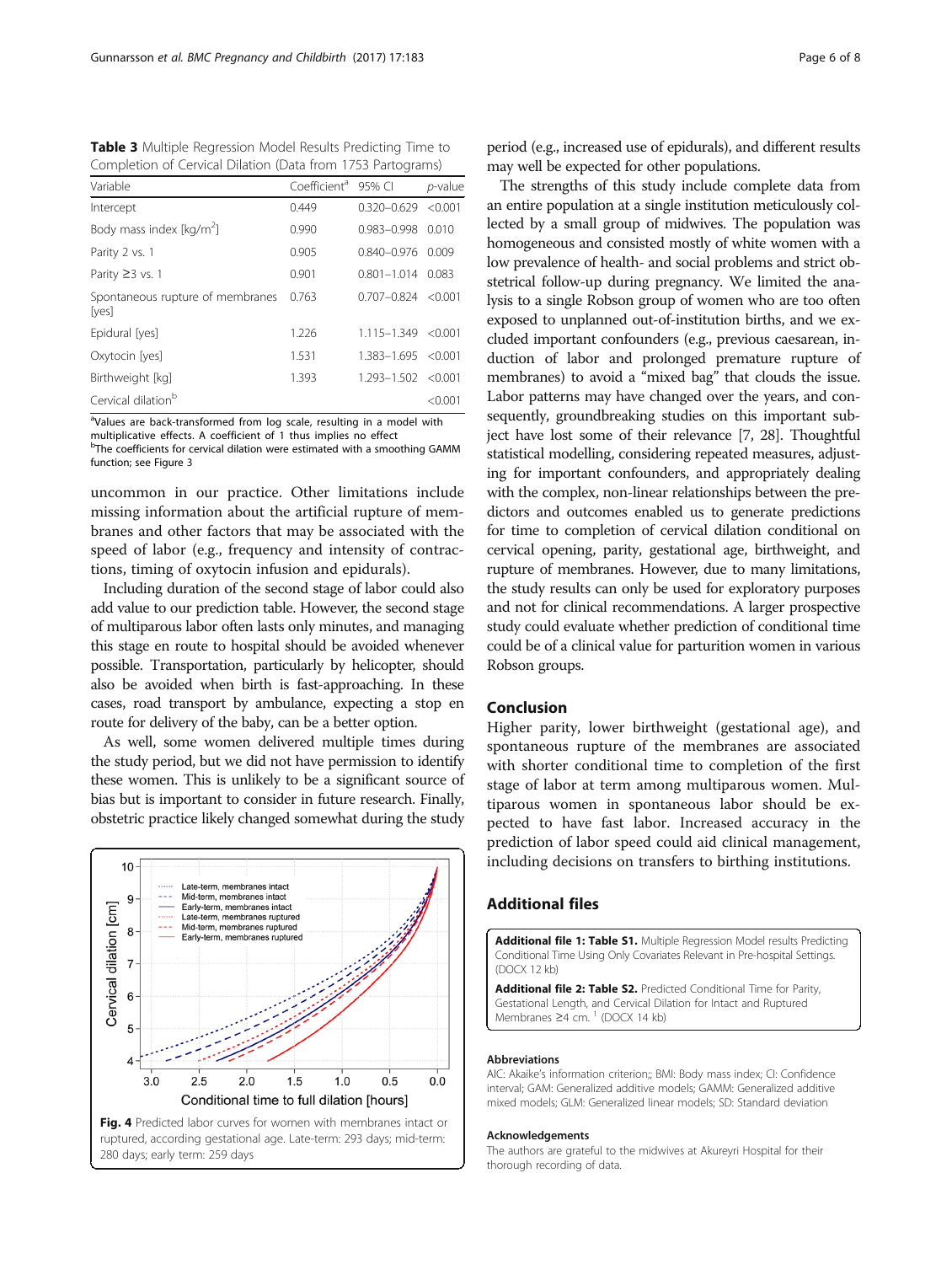**Table 3** Multiple Regression Model Results Predicting Time to Completion of Cervical Dilation (Data from 1753 Partograms)

| Variable | Coefficient[a] | 95% CI | *p*-value |
|---|---|---|---|
| Intercept | 0.449 | 0.320–0.629 | <0.001 |
| Body mass index [kg/m$^2$] | 0.990 | 0.983–0.998 | 0.010 |
| Parity 2 vs. 1 | 0.905 | 0.840–0.976 | 0.009 |
| Parity ≥3 vs. 1 | 0.901 | 0.801–1.014 | 0.083 |
| Spontaneous rupture of membranes [yes] | 0.763 | 0.707–0.824 | <0.001 |
| Epidural [yes] | 1.226 | 1.115–1.349 | <0.001 |
| Oxytocin [yes] | 1.531 | 1.383–1.695 | <0.001 |
| Birthweight [kg] | 1.393 | 1.293–1.502 | <0.001 |
| Cervical dilation[b] | | | <0.001 |

[a]Values are back-transformed from log scale, resulting in a model with multiplicative effects. A coefficient of 1 thus implies no effect
[b]The coefficients for cervical dilation were estimated with a smoothing GAMM function; see Figure 3

uncommon in our practice. Other limitations include missing information about the artificial rupture of membranes and other factors that may be associated with the speed of labor (e.g., frequency and intensity of contractions, timing of oxytocin infusion and epidurals).

Including duration of the second stage of labor could also add value to our prediction table. However, the second stage of multiparous labor often lasts only minutes, and managing this stage en route to hospital should be avoided whenever possible. Transportation, particularly by helicopter, should also be avoided when birth is fast-approaching. In these cases, road transport by ambulance, expecting a stop en route for delivery of the baby, can be a better option.

As well, some women delivered multiple times during the study period, but we did not have permission to identify these women. This is unlikely to be a significant source of bias but is important to consider in future research. Finally, obstetric practice likely changed somewhat during the study period (e.g., increased use of epidurals), and different results may well be expected for other populations.

The strengths of this study include complete data from an entire population at a single institution meticulously collected by a small group of midwives. The population was homogeneous and consisted mostly of white women with a low prevalence of health- and social problems and strict obstetrical follow-up during pregnancy. We limited the analysis to a single Robson group of women who are too often exposed to unplanned out-of-institution births, and we excluded important confounders (e.g., previous caesarean, induction of labor and prolonged premature rupture of membranes) to avoid a "mixed bag" that clouds the issue. Labor patterns may have changed over the years, and consequently, groundbreaking studies on this important subject have lost some of their relevance [7, 28]. Thoughtful statistical modelling, considering repeated measures, adjusting for important confounders, and appropriately dealing with the complex, non-linear relationships between the predictors and outcomes enabled us to generate predictions for time to completion of cervical dilation conditional on cervical opening, parity, gestational age, birthweight, and rupture of membranes. However, due to many limitations, the study results can only be used for exploratory purposes and not for clinical recommendations. A larger prospective study could evaluate whether prediction of conditional time could be of a clinical value for parturition women in various Robson groups.

Cervical dilation [cm]
10
9
8
7
6
5
4
3.0 2.5 2.0 1.5 1.0 0.5 0.0
Conditional time to full dilation [hours]
Late-term, membranes intact
Mid-term, membranes intact
Early-term, membranes intact
Late-term, membranes ruptured
Mid-term, membranes ruptured
Early-term, membranes ruptured

**Fig. 4** Predicted labor curves for women with membranes intact or ruptured, according gestational age. Late-term: 293 days; mid-term: 280 days; early term: 259 days

## Conclusion

Higher parity, lower birthweight (gestational age), and spontaneous rupture of the membranes are associated with shorter conditional time to completion of the first stage of labor at term among multiparous women. Multiparous women in spontaneous labor should be expected to have fast labor. Increased accuracy in the prediction of labor speed could aid clinical management, including decisions on transfers to birthing institutions.

## Additional files

**Additional file 1: Table S1.** Multiple Regression Model results Predicting Conditional Time Using Only Covariates Relevant in Pre-hospital Settings. (DOCX 12 kb)

**Additional file 2: Table S2.** Predicted Conditional Time for Parity, Gestational Length, and Cervical Dilation for Intact and Ruptured Membranes ≥4 cm. [1] (DOCX 14 kb)

### Abbreviations

AIC: Akaike's information criterion;; BMI: Body mass index; CI: Confidence interval; GAM: Generalized additive models; GAMM: Generalized additive mixed models; GLM: Generalized linear models; SD: Standard deviation

### Acknowledgements

The authors are grateful to the midwives at Akureyri Hospital for their thorough recording of data.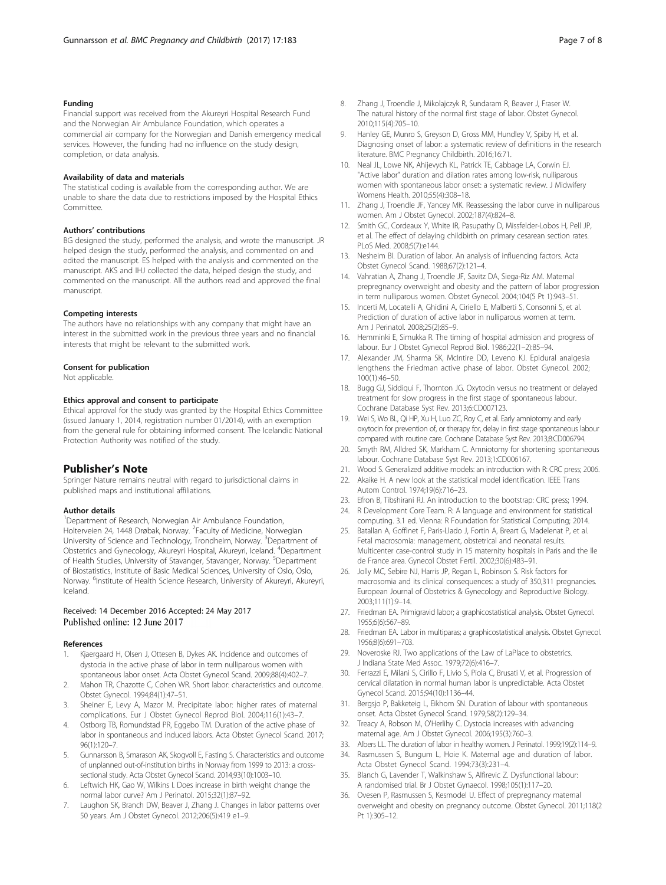#### Funding

Financial support was received from the Akureyri Hospital Research Fund and the Norwegian Air Ambulance Foundation, which operates a commercial air company for the Norwegian and Danish emergency medical services. However, the funding had no influence on the study design, completion, or data analysis.

#### Availability of data and materials

The statistical coding is available from the corresponding author. We are unable to share the data due to restrictions imposed by the Hospital Ethics Committee.

#### Authors' contributions

BG designed the study, performed the analysis, and wrote the manuscript. JR helped design the study, performed the analysis, and commented on and edited the manuscript. ES helped with the analysis and commented on the manuscript. AKS and IHJ collected the data, helped design the study, and commented on the manuscript. All the authors read and approved the final manuscript.

#### Competing interests

The authors have no relationships with any company that might have an interest in the submitted work in the previous three years and no financial interests that might be relevant to the submitted work.

#### Consent for publication

Not applicable.

#### Ethics approval and consent to participate

Ethical approval for the study was granted by the Hospital Ethics Committee (issued January 1, 2014, registration number 01/2014), with an exemption from the general rule for obtaining informed consent. The Icelandic National Protection Authority was notified of the study.

## Publisher's Note

Springer Nature remains neutral with regard to jurisdictional claims in published maps and institutional affiliations.

#### Author details

[1]Department of Research, Norwegian Air Ambulance Foundation, Holterveien 24, 1448 Drøbak, Norway. [2]Faculty of Medicine, Norwegian University of Science and Technology, Trondheim, Norway. [3]Department of Obstetrics and Gynecology, Akureyri Hospital, Akureyri, Iceland. [4]Department of Health Studies, University of Stavanger, Stavanger, Norway. [5]Department of Biostatistics, Institute of Basic Medical Sciences, University of Oslo, Oslo, Norway. [6]Institute of Health Science Research, University of Akureyri, Akureyri, Iceland.

Received: 14 December 2016 Accepted: 24 May 2017
Published online: 12 June 2017

#### References

1. Kjaergaard H, Olsen J, Ottesen B, Dykes AK. Incidence and outcomes of dystocia in the active phase of labor in term nulliparous women with spontaneous labor onset. Acta Obstet Gynecol Scand. 2009;88(4):402–7.
2. Mahon TR, Chazotte C, Cohen WR. Short labor: characteristics and outcome. Obstet Gynecol. 1994;84(1):47–51.
3. Sheiner E, Levy A, Mazor M. Precipitate labor: higher rates of maternal complications. Eur J Obstet Gynecol Reprod Biol. 2004;116(1):43–7.
4. Ostborg TB, Romundstad PR, Eggebo TM. Duration of the active phase of labor in spontaneous and induced labors. Acta Obstet Gynecol Scand. 2017; 96(1):120–7.
5. Gunnarsson B, Smarason AK, Skogvoll E, Fasting S. Characteristics and outcome of unplanned out-of-institution births in Norway from 1999 to 2013: a cross-sectional study. Acta Obstet Gynecol Scand. 2014;93(10):1003–10.
6. Leftwich HK, Gao W, Wilkins I. Does increase in birth weight change the normal labor curve? Am J Perinatol. 2015;32(1):87–92.
7. Laughon SK, Branch DW, Beaver J, Zhang J. Changes in labor patterns over 50 years. Am J Obstet Gynecol. 2012;206(5):419 e1–9.
8. Zhang J, Troendle J, Mikolajczyk R, Sundaram R, Beaver J, Fraser W. The natural history of the normal first stage of labor. Obstet Gynecol. 2010;115(4):705–10.
9. Hanley GE, Munro S, Greyson D, Gross MM, Hundley V, Spiby H, et al. Diagnosing onset of labor: a systematic review of definitions in the research literature. BMC Pregnancy Childbirth. 2016;16:71.
10. Neal JL, Lowe NK, Ahijevych KL, Patrick TE, Cabbage LA, Corwin EJ. "Active labor" duration and dilation rates among low-risk, nulliparous women with spontaneous labor onset: a systematic review. J Midwifery Womens Health. 2010;55(4):308–18.
11. Zhang J, Troendle JF, Yancey MK. Reassessing the labor curve in nulliparous women. Am J Obstet Gynecol. 2002;187(4):824–8.
12. Smith GC, Cordeaux Y, White IR, Pasupathy D, Missfelder-Lobos H, Pell JP, et al. The effect of delaying childbirth on primary cesarean section rates. PLoS Med. 2008;5(7):e144.
13. Nesheim BI. Duration of labor. An analysis of influencing factors. Acta Obstet Gynecol Scand. 1988;67(2):121–4.
14. Vahratian A, Zhang J, Troendle JF, Savitz DA, Siega-Riz AM. Maternal prepregnancy overweight and obesity and the pattern of labor progression in term nulliparous women. Obstet Gynecol. 2004;104(5 Pt 1):943–51.
15. Incerti M, Locatelli A, Ghidini A, Ciriello E, Malberti S, Consonni S, et al. Prediction of duration of active labor in nulliparous women at term. Am J Perinatol. 2008;25(2):85–9.
16. Hemminki E, Simukka R. The timing of hospital admission and progress of labour. Eur J Obstet Gynecol Reprod Biol. 1986;22(1–2):85–94.
17. Alexander JM, Sharma SK, McIntire DD, Leveno KJ. Epidural analgesia lengthens the Friedman active phase of labor. Obstet Gynecol. 2002; 100(1):46–50.
18. Bugg GJ, Siddiqui F, Thornton JG. Oxytocin versus no treatment or delayed treatment for slow progress in the first stage of spontaneous labour. Cochrane Database Syst Rev. 2013;6:CD007123.
19. Wei S, Wo BL, Qi HP, Xu H, Luo ZC, Roy C, et al. Early amniotomy and early oxytocin for prevention of, or therapy for, delay in first stage spontaneous labour compared with routine care. Cochrane Database Syst Rev. 2013;8:CD006794.
20. Smyth RM, Alldred SK, Markham C. Amniotomy for shortening spontaneous labour. Cochrane Database Syst Rev. 2013;1:CD006167.
21. Wood S. Generalized additive models: an introduction with R: CRC press; 2006.
22. Akaike H. A new look at the statistical model identification. IEEE Trans Autom Control. 1974;19(6):716–23.
23. Efron B, Tibshirani RJ. An introduction to the bootstrap: CRC press; 1994.
24. R Development Core Team. R: A language and environment for statistical computing. 3.1 ed. Vienna: R Foundation for Statistical Computing; 2014.
25. Batallan A, Goffinet F, Paris-Llado J, Fortin A, Breart G, Madelenat P, et al. Fetal macrosomia: management, obstetrical and neonatal results. Multicenter case-control study in 15 maternity hospitals in Paris and the Ile de France area. Gynecol Obstet Fertil. 2002;30(6):483–91.
26. Jolly MC, Sebire NJ, Harris JP, Regan L, Robinson S. Risk factors for macrosomia and its clinical consequences: a study of 350,311 pregnancies. European Journal of Obstetrics & Gynecology and Reproductive Biology. 2003;111(1):9–14.
27. Friedman EA. Primigravid labor; a graphicostatistical analysis. Obstet Gynecol. 1955;6(6):567–89.
28. Friedman EA. Labor in multiparas; a graphicostatistical analysis. Obstet Gynecol. 1956;8(6):691–703.
29. Noveroske RJ. Two applications of the Law of LaPlace to obstetrics. J Indiana State Med Assoc. 1979;72(6):416–7.
30. Ferrazzi E, Milani S, Cirillo F, Livio S, Piola C, Brusati V, et al. Progression of cervical dilatation in normal human labor is unpredictable. Acta Obstet Gynecol Scand. 2015;94(10):1136–44.
31. Bergsjo P, Bakketeig L, Eikhom SN. Duration of labour with spontaneous onset. Acta Obstet Gynecol Scand. 1979;58(2):129–34.
32. Treacy A, Robson M, O'Herlihy C. Dystocia increases with advancing maternal age. Am J Obstet Gynecol. 2006;195(3):760–3.
33. Albers LL. The duration of labor in healthy women. J Perinatol. 1999;19(2):114–9.
34. Rasmussen S, Bungum L, Hoie K. Maternal age and duration of labor. Acta Obstet Gynecol Scand. 1994;73(3):231–4.
35. Blanch G, Lavender T, Walkinshaw S, Alfirevic Z. Dysfunctional labour: A randomised trial. Br J Obstet Gynaecol. 1998;105(1):117–20.
36. Ovesen P, Rasmussen S, Kesmodel U. Effect of prepregnancy maternal overweight and obesity on pregnancy outcome. Obstet Gynecol. 2011;118(2 Pt 1):305–12.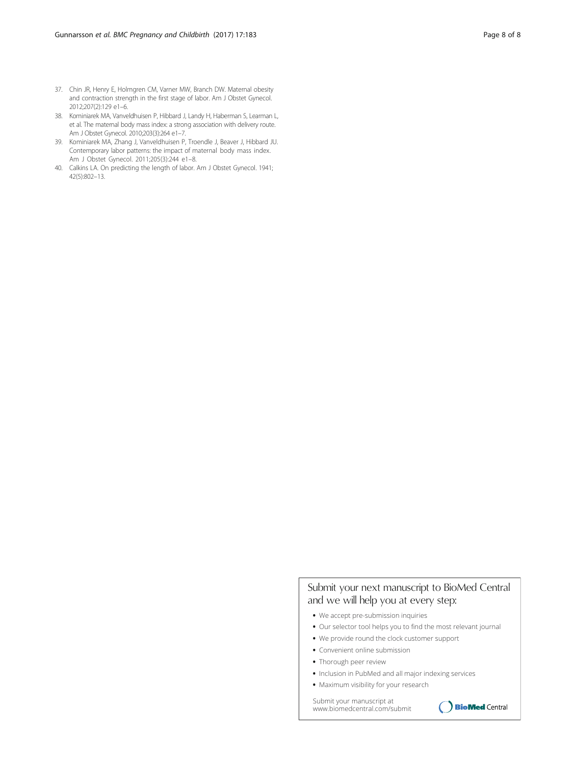37. Chin JR, Henry E, Holmgren CM, Varner MW, Branch DW. Maternal obesity and contraction strength in the first stage of labor. Am J Obstet Gynecol. 2012;207(2):129 e1–6.
38. Kominiarek MA, Vanveldhuisen P, Hibbard J, Landy H, Haberman S, Learman L, et al. The maternal body mass index: a strong association with delivery route. Am J Obstet Gynecol. 2010;203(3):264 e1–7.
39. Kominiarek MA, Zhang J, Vanveldhuisen P, Troendle J, Beaver J, Hibbard JU. Contemporary labor patterns: the impact of maternal body mass index. Am J Obstet Gynecol. 2011;205(3):244 e1–8.
40. Calkins LA. On predicting the length of labor. Am J Obstet Gynecol. 1941; 42(5):802–13.

Submit your next manuscript to BioMed Central and we will help you at every step:

- We accept pre-submission inquiries
- Our selector tool helps you to find the most relevant journal
- We provide round the clock customer support
- Convenient online submission
- Thorough peer review
- Inclusion in PubMed and all major indexing services
- Maximum visibility for your research

Submit your manuscript at
www.biomedcentral.com/submit

BioMed Central